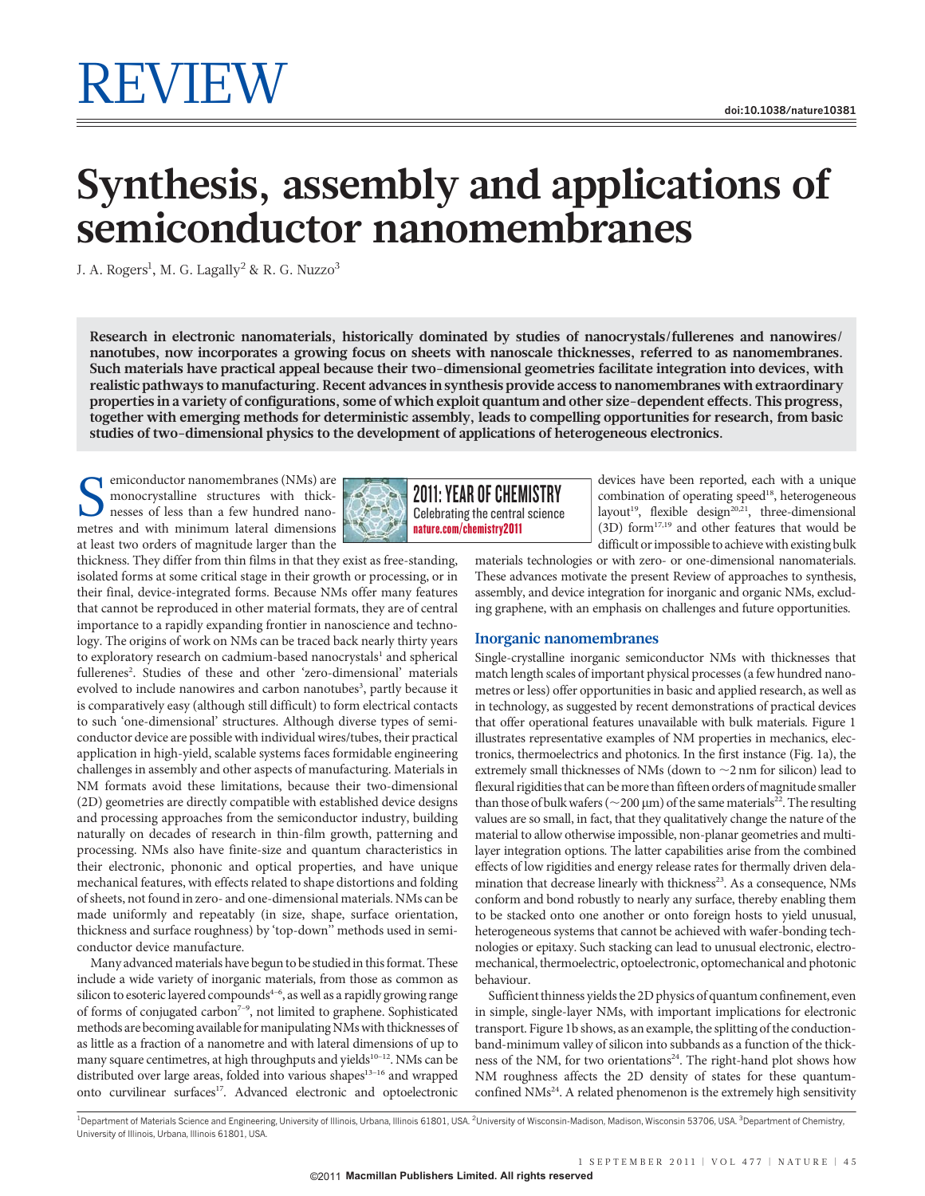# REVIEW

doi:10.1038/nature10381

# Synthesis, assembly and applications of semiconductor nanomembranes

J. A. Rogers[1], M. G. Lagally[2] & R. G. Nuzzo[3]

**Research in electronic nanomaterials, historically dominated by studies of nanocrystals/fullerenes and nanowires/nanotubes, now incorporates a growing focus on sheets with nanoscale thicknesses, referred to as nanomembranes. Such materials have practical appeal because their two-dimensional geometries facilitate integration into devices, with realistic pathways to manufacturing. Recent advances in synthesis provide access to nanomembranes with extraordinary properties in a variety of configurations, some of which exploit quantum and other size-dependent effects. This progress, together with emerging methods for deterministic assembly, leads to compelling opportunities for research, from basic studies of two-dimensional physics to the development of applications of heterogeneous electronics.**

2011: YEAR OF CHEMISTRY
Celebrating the central science
nature.com/chemistry2011

Semiconductor nanomembranes (NMs) are monocrystalline structures with thicknesses of less than a few hundred nanometres and with minimum lateral dimensions at least two orders of magnitude larger than the thickness. They differ from thin films in that they exist as free-standing, isolated forms at some critical stage in their growth or processing, or in their final, device-integrated forms. Because NMs offer many features that cannot be reproduced in other material formats, they are of central importance to a rapidly expanding frontier in nanoscience and technology. The origins of work on NMs can be traced back nearly thirty years to exploratory research on cadmium-based nanocrystals[1] and spherical fullerenes[2]. Studies of these and other 'zero-dimensional' materials evolved to include nanowires and carbon nanotubes[3], partly because it is comparatively easy (although still difficult) to form electrical contacts to such 'one-dimensional' structures. Although diverse types of semiconductor device are possible with individual wires/tubes, their practical application in high-yield, scalable systems faces formidable engineering challenges in assembly and other aspects of manufacturing. Materials in NM formats avoid these limitations, because their two-dimensional (2D) geometries are directly compatible with established device designs and processing approaches from the semiconductor industry, building naturally on decades of research in thin-film growth, patterning and processing. NMs also have finite-size and quantum characteristics in their electronic, phononic and optical properties, and have unique mechanical features, with effects related to shape distortions and folding of sheets, not found in zero- and one-dimensional materials. NMs can be made uniformly and repeatably (in size, shape, surface orientation, thickness and surface roughness) by 'top-down' methods used in semiconductor device manufacture.

Many advanced materials have begun to be studied in this format. These include a wide variety of inorganic materials, from those as common as silicon to esoteric layered compounds[4–6], as well as a rapidly growing range of forms of conjugated carbon[7–9], not limited to graphene. Sophisticated methods are becoming available for manipulating NMs with thicknesses of as little as a fraction of a nanometre and with lateral dimensions of up to many square centimetres, at high throughputs and yields[10–12]. NMs can be distributed over large areas, folded into various shapes[13–16] and wrapped onto curvilinear surfaces[17]. Advanced electronic and optoelectronic devices have been reported, each with a unique combination of operating speed[18], heterogeneous layout[19], flexible design[20,21], three-dimensional (3D) form[17,19] and other features that would be difficult or impossible to achieve with existing bulk materials technologies or with zero- or one-dimensional nanomaterials. These advances motivate the present Review of approaches to synthesis, assembly, and device integration for inorganic and organic NMs, excluding graphene, with an emphasis on challenges and future opportunities.

## Inorganic nanomembranes

Single-crystalline inorganic semiconductor NMs with thicknesses that match length scales of important physical processes (a few hundred nanometres or less) offer opportunities in basic and applied research, as well as in technology, as suggested by recent demonstrations of practical devices that offer operational features unavailable with bulk materials. Figure 1 illustrates representative examples of NM properties in mechanics, electronics, thermoelectrics and photonics. In the first instance (Fig. 1a), the extremely small thicknesses of NMs (down to ~2 nm for silicon) lead to flexural rigidities that can be more than fifteen orders of magnitude smaller than those of bulk wafers (~200 μm) of the same materials[22]. The resulting values are so small, in fact, that they qualitatively change the nature of the material to allow otherwise impossible, non-planar geometries and multilayer integration options. The latter capabilities arise from the combined effects of low rigidities and energy release rates for thermally driven delamination that decrease linearly with thickness[23]. As a consequence, NMs conform and bond robustly to nearly any surface, thereby enabling them to be stacked onto one another or onto foreign hosts to yield unusual, heterogeneous systems that cannot be achieved with wafer-bonding technologies or epitaxy. Such stacking can lead to unusual electronic, electromechanical, thermoelectric, optoelectronic, optomechanical and photonic behaviour.

Sufficient thinness yields the 2D physics of quantum confinement, even in simple, single-layer NMs, with important implications for electronic transport. Figure 1b shows, as an example, the splitting of the conduction-band-minimum valley of silicon into subbands as a function of the thickness of the NM, for two orientations[24]. The right-hand plot shows how NM roughness affects the 2D density of states for these quantum-confined NMs[24]. A related phenomenon is the extremely high sensitivity

[1]Department of Materials Science and Engineering, University of Illinois, Urbana, Illinois 61801, USA. [2]University of Wisconsin-Madison, Madison, Wisconsin 53706, USA. [3]Department of Chemistry, University of Illinois, Urbana, Illinois 61801, USA.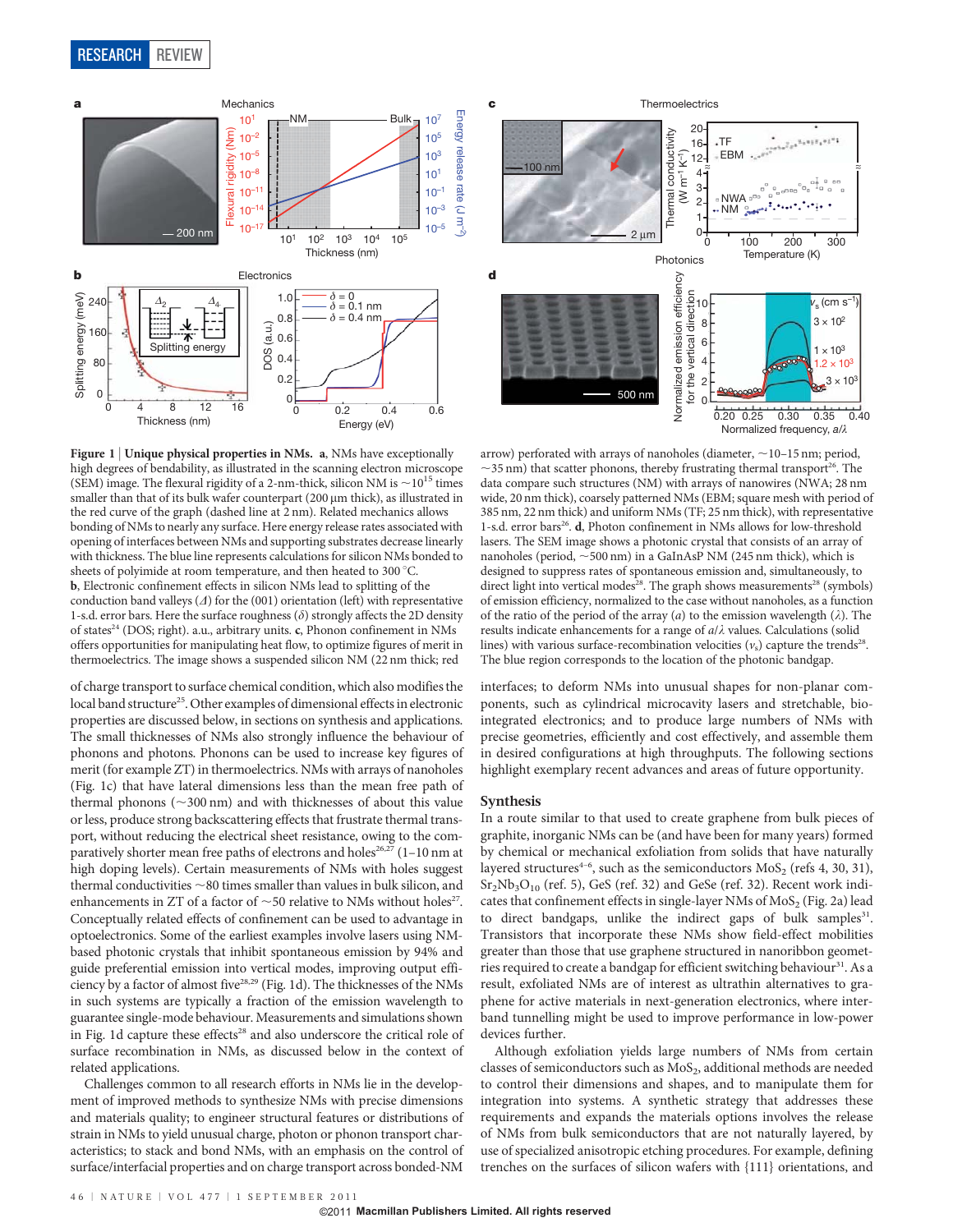**Figure 1 | Unique physical properties in NMs.** **a**, NMs have exceptionally high degrees of bendability, as illustrated in the scanning electron microscope (SEM) image. The flexural rigidity of a 2-nm-thick, silicon NM is $\sim 10^{15}$ times smaller than that of its bulk wafer counterpart (200 μm thick), as illustrated in the red curve of the graph (dashed line at 2 nm). Related mechanics allows bonding of NMs to nearly any surface. Here energy release rates associated with opening of interfaces between NMs and supporting substrates decrease linearly with thickness. The blue line represents calculations for silicon NMs bonded to sheets of polyimide at room temperature, and then heated to 300 °C. **b**, Electronic confinement effects in silicon NMs lead to splitting of the conduction band valleys ($\Delta$) for the (001) orientation (left) with representative 1-s.d. error bars. Here the surface roughness ($\delta$) strongly affects the 2D density of states[24] (DOS; right). a.u., arbitrary units. **c**, Phonon confinement in NMs offers opportunities for manipulating heat flow, to optimize figures of merit in thermoelectrics. The image shows a suspended silicon NM (22 nm thick; red arrow) perforated with arrays of nanoholes (diameter, ~10–15 nm; period, ~35 nm) that scatter phonons, thereby frustrating thermal transport[26]. The data compare such structures (NM) with arrays of nanowires (NWA; 28 nm wide, 20 nm thick), coarsely patterned NMs (EBM; square mesh with period of 385 nm, 22 nm thick) and uniform NMs (TF; 25 nm thick), with representative 1-s.d. error bars[26]. **d**, Photon confinement in NMs allows for low-threshold lasers. The SEM image shows a photonic crystal that consists of an array of nanoholes (period, ~500 nm) in a GaInAsP NM (245 nm thick), which is designed to suppress rates of spontaneous emission and, simultaneously, to direct light into vertical modes[28]. The graph shows measurements[28] (symbols) of emission efficiency, normalized to the case without nanoholes, as a function of the ratio of the period of the array ($a$) to the emission wavelength ($\lambda$). The results indicate enhancements for a range of $a/\lambda$ values. Calculations (solid lines) with various surface-recombination velocities ($v_s$) capture the trends[28]. The blue region corresponds to the location of the photonic bandgap.

of charge transport to surface chemical condition, which also modifies the local band structure[25]. Other examples of dimensional effects in electronic properties are discussed below, in sections on synthesis and applications. The small thicknesses of NMs also strongly influence the behaviour of phonons and photons. Phonons can be used to increase key figures of merit (for example ZT) in thermoelectrics. NMs with arrays of nanoholes (Fig. 1c) that have lateral dimensions less than the mean free path of thermal phonons (~300 nm) and with thicknesses of about this value or less, produce strong backscattering effects that frustrate thermal transport, without reducing the electrical sheet resistance, owing to the comparatively shorter mean free paths of electrons and holes[26,27] (1–10 nm at high doping levels). Certain measurements of NMs with holes suggest thermal conductivities ~80 times smaller than values in bulk silicon, and enhancements in ZT of a factor of ~50 relative to NMs without holes[27]. Conceptually related effects of confinement can be used to advantage in optoelectronics. Some of the earliest examples involve lasers using NM-based photonic crystals that inhibit spontaneous emission by 94% and guide preferential emission into vertical modes, improving output efficiency by a factor of almost five[28,29] (Fig. 1d). The thicknesses of the NMs in such systems are typically a fraction of the emission wavelength to guarantee single-mode behaviour. Measurements and simulations shown in Fig. 1d capture these effects[28] and also underscore the critical role of surface recombination in NMs, as discussed below in the context of related applications.

Challenges common to all research efforts in NMs lie in the development of improved methods to synthesize NMs with precise dimensions and materials quality; to engineer structural features or distributions of strain in NMs to yield unusual charge, photon or phonon transport characteristics; to stack and bond NMs, with an emphasis on the control of surface/interfacial properties and on charge transport across bonded-NM interfaces; to deform NMs into unusual shapes for non-planar components, such as cylindrical microcavity lasers and stretchable, bio-integrated electronics; and to produce large numbers of NMs with precise geometries, efficiently and cost effectively, and assemble them in desired configurations at high throughputs. The following sections highlight exemplary recent advances and areas of future opportunity.

## Synthesis

In a route similar to that used to create graphene from bulk pieces of graphite, inorganic NMs can be (and have been for many years) formed by chemical or mechanical exfoliation from solids that have naturally layered structures[4–6], such as the semiconductors $MoS_2$ (refs 4, 30, 31), $Sr_2Nb_3O_{10}$ (ref. 5), GeS (ref. 32) and GeSe (ref. 32). Recent work indicates that confinement effects in single-layer NMs of $MoS_2$ (Fig. 2a) lead to direct bandgaps, unlike the indirect gaps of bulk samples[31]. Transistors that incorporate these NMs show field-effect mobilities greater than those that use graphene structured in nanoribbon geometries required to create a bandgap for efficient switching behaviour[31]. As a result, exfoliated NMs are of interest as ultrathin alternatives to graphene for active materials in next-generation electronics, where interband tunnelling might be used to improve performance in low-power devices further.

Although exfoliation yields large numbers of NMs from certain classes of semiconductors such as $MoS_2$, additional methods are needed to control their dimensions and shapes, and to manipulate them for integration into systems. A synthetic strategy that addresses these requirements and expands the materials options involves the release of NMs from bulk semiconductors that are not naturally layered, by use of specialized anisotropic etching procedures. For example, defining trenches on the surfaces of silicon wafers with {111} orientations, and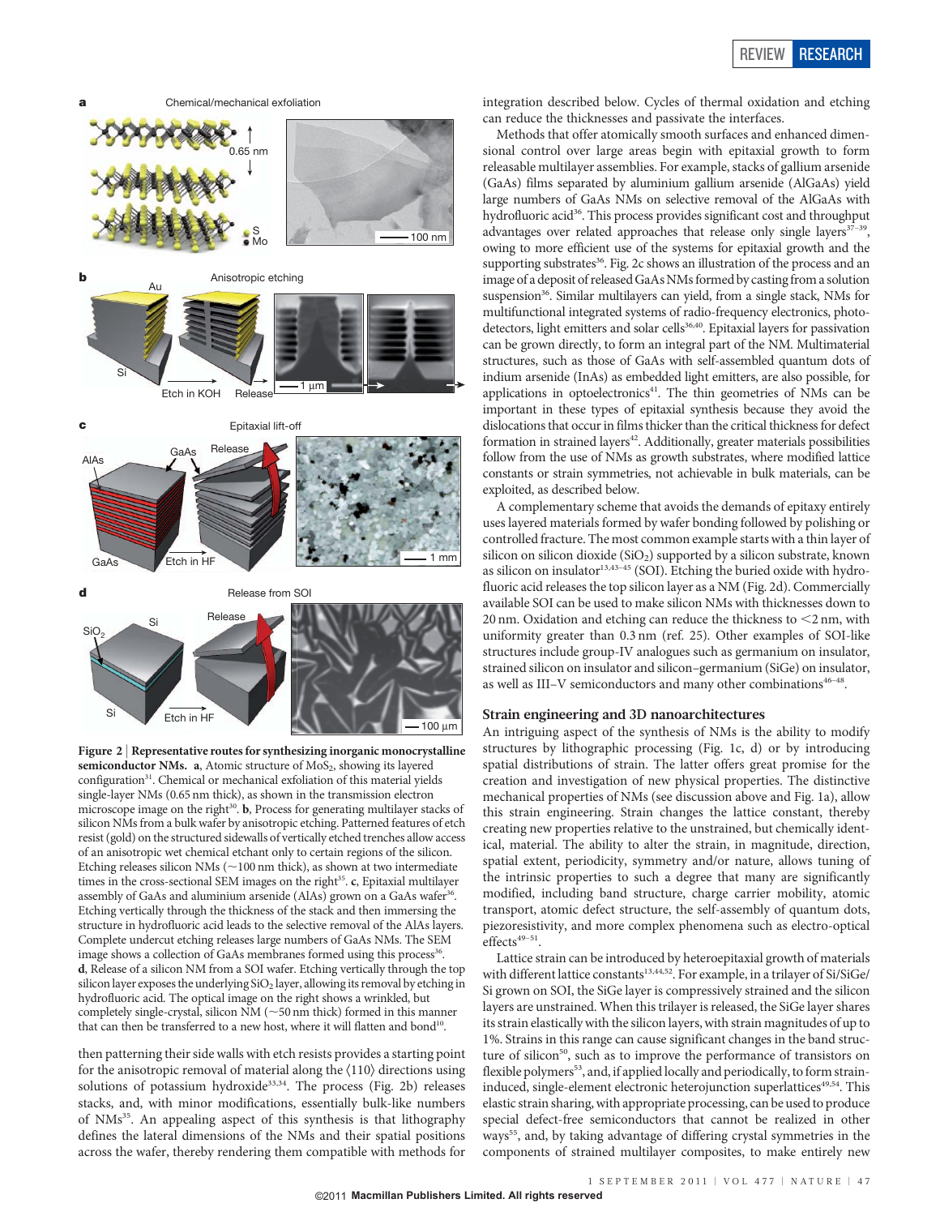**Figure 2 | Representative routes for synthesizing inorganic monocrystalline semiconductor NMs.** **a**, Atomic structure of $MoS_2$, showing its layered configuration[31]. Chemical or mechanical exfoliation of this material yields single-layer NMs (0.65 nm thick), as shown in the transmission electron microscope image on the right[30]. **b**, Process for generating multilayer stacks of silicon NMs from a bulk wafer by anisotropic etching. Patterned features of etch resist (gold) on the structured sidewalls of vertically etched trenches allow access of an anisotropic wet chemical etchant only to certain regions of the silicon. Etching releases silicon NMs (~100 nm thick), as shown at two intermediate times in the cross-sectional SEM images on the right[35]. **c**, Epitaxial multilayer assembly of GaAs and aluminium arsenide (AlAs) grown on a GaAs wafer[36]. Etching vertically through the thickness of the stack and then immersing the structure in hydrofluoric acid leads to the selective removal of the AlAs layers. Complete undercut etching releases large numbers of GaAs NMs. The SEM image shows a collection of GaAs membranes formed using this process[36]. **d**, Release of a silicon NM from a SOI wafer. Etching vertically through the top silicon layer exposes the underlying $SiO_2$ layer, allowing its removal by etching in hydrofluoric acid. The optical image on the right shows a wrinkled, but completely single-crystal, silicon NM (~50 nm thick) formed in this manner that can then be transferred to a new host, where it will flatten and bond[10].

then patterning their side walls with etch resists provides a starting point for the anisotropic removal of material along the ⟨110⟩ directions using solutions of potassium hydroxide[33,34]. The process (Fig. 2b) releases stacks, and, with minor modifications, essentially bulk-like numbers of NMs[35]. An appealing aspect of this synthesis is that lithography defines the lateral dimensions of the NMs and their spatial positions across the wafer, thereby rendering them compatible with methods for integration described below. Cycles of thermal oxidation and etching can reduce the thicknesses and passivate the interfaces.

Methods that offer atomically smooth surfaces and enhanced dimensional control over large areas begin with epitaxial growth to form releasable multilayer assemblies. For example, stacks of gallium arsenide (GaAs) films separated by aluminium gallium arsenide (AlGaAs) yield large numbers of GaAs NMs on selective removal of the AlGaAs with hydrofluoric acid[36]. This process provides significant cost and throughput advantages over related approaches that release only single layers[37–39], owing to more efficient use of the systems for epitaxial growth and the supporting substrates[36]. Fig. 2c shows an illustration of the process and an image of a deposit of released GaAs NMs formed by casting from a solution suspension[36]. Similar multilayers can yield, from a single stack, NMs for multifunctional integrated systems of radio-frequency electronics, photodetectors, light emitters and solar cells[36,40]. Epitaxial layers for passivation can be grown directly, to form an integral part of the NM. Multimaterial structures, such as those of GaAs with self-assembled quantum dots of indium arsenide (InAs) as embedded light emitters, are also possible, for applications in optoelectronics[41]. The thin geometries of NMs can be important in these types of epitaxial synthesis because they avoid the dislocations that occur in films thicker than the critical thickness for defect formation in strained layers[42]. Additionally, greater materials possibilities follow from the use of NMs as growth substrates, where modified lattice constants or strain symmetries, not achievable in bulk materials, can be exploited, as described below.

A complementary scheme that avoids the demands of epitaxy entirely uses layered materials formed by wafer bonding followed by polishing or controlled fracture. The most common example starts with a thin layer of silicon on silicon dioxide ($SiO_2$) supported by a silicon substrate, known as silicon on insulator[13,43–45] (SOI). Etching the buried oxide with hydrofluoric acid releases the top silicon layer as a NM (Fig. 2d). Commercially available SOI can be used to make silicon NMs with thicknesses down to 20 nm. Oxidation and etching can reduce the thickness to <2 nm, with uniformity greater than 0.3 nm (ref. 25). Other examples of SOI-like structures include group-IV analogues such as germanium on insulator, strained silicon on insulator and silicon–germanium (SiGe) on insulator, as well as III–V semiconductors and many other combinations[46–48].

## Strain engineering and 3D nanoarchitectures

An intriguing aspect of the synthesis of NMs is the ability to modify structures by lithographic processing (Fig. 1c, d) or by introducing spatial distributions of strain. The latter offers great promise for the creation and investigation of new physical properties. The distinctive mechanical properties of NMs (see discussion above and Fig. 1a), allow this strain engineering. Strain changes the lattice constant, thereby creating new properties relative to the unstrained, but chemically identical, material. The ability to alter the strain, in magnitude, direction, spatial extent, periodicity, symmetry and/or nature, allows tuning of the intrinsic properties to such a degree that many are significantly modified, including band structure, charge carrier mobility, atomic transport, atomic defect structure, the self-assembly of quantum dots, piezoresistivity, and more complex phenomena such as electro-optical effects[49–51].

Lattice strain can be introduced by heteroepitaxial growth of materials with different lattice constants[13,44,52]. For example, in a trilayer of Si/SiGe/Si grown on SOI, the SiGe layer is compressively strained and the silicon layers are unstrained. When this trilayer is released, the SiGe layer shares its strain elastically with the silicon layers, with strain magnitudes of up to 1%. Strains in this range can cause significant changes in the band structure of silicon[50], such as to improve the performance of transistors on flexible polymers[53], and, if applied locally and periodically, to form strain-induced, single-element electronic heterojunction superlattices[49,54]. This elastic strain sharing, with appropriate processing, can be used to produce special defect-free semiconductors that cannot be realized in other ways[55], and, by taking advantage of differing crystal symmetries in the components of strained multilayer composites, to make entirely new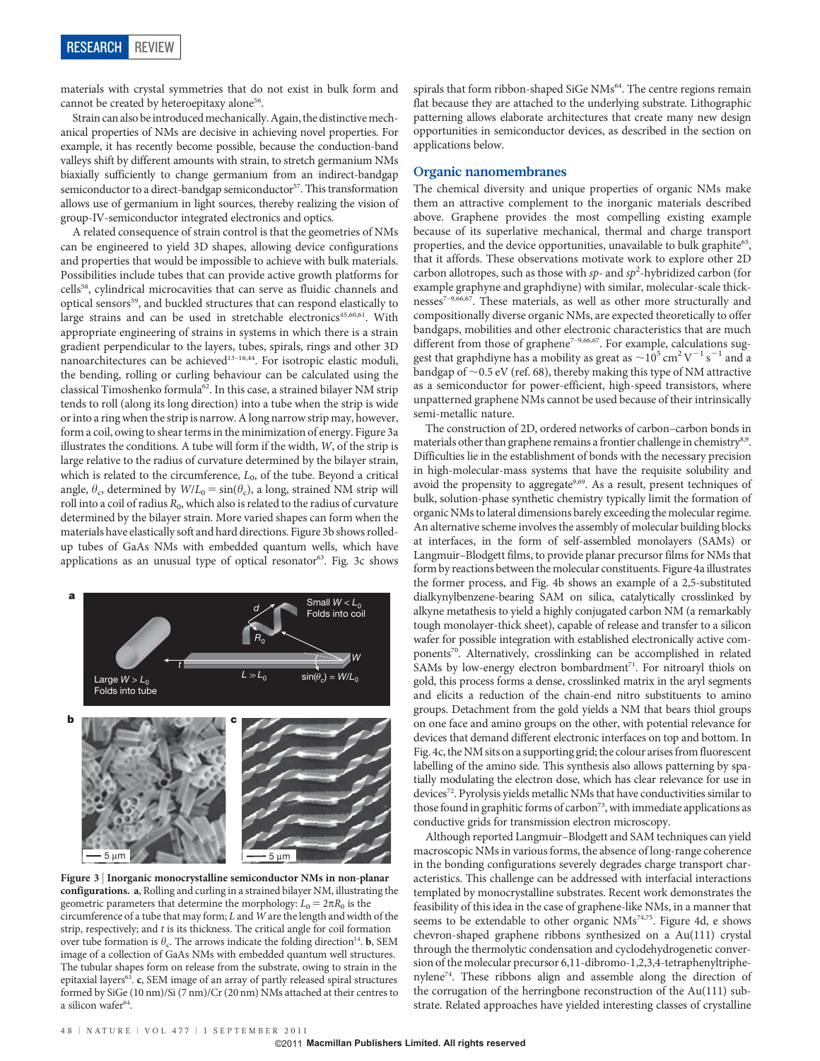materials with crystal symmetries that do not exist in bulk form and cannot be created by heteroepitaxy alone[56].

Strain can also be introduced mechanically. Again, the distinctive mechanical properties of NMs are decisive in achieving novel properties. For example, it has recently become possible, because the conduction-band valleys shift by different amounts with strain, to stretch germanium NMs biaxially sufficiently to change germanium from an indirect-bandgap semiconductor to a direct-bandgap semiconductor[57]. This transformation allows use of germanium in light sources, thereby realizing the vision of group-IV-semiconductor integrated electronics and optics.

A related consequence of strain control is that the geometries of NMs can be engineered to yield 3D shapes, allowing device configurations and properties that would be impossible to achieve with bulk materials. Possibilities include tubes that can provide active growth platforms for cells[58], cylindrical microcavities that can serve as fluidic channels and optical sensors[59], and buckled structures that can respond elastically to large strains and can be used in stretchable electronics[45,60,61]. With appropriate engineering of strains in systems in which there is a strain gradient perpendicular to the layers, tubes, spirals, rings and other 3D nanoarchitectures can be achieved[13–16,44]. For isotropic elastic moduli, the bending, rolling or curling behaviour can be calculated using the classical Timoshenko formula[62]. In this case, a strained bilayer NM strip tends to roll (along its long direction) into a tube when the strip is wide or into a ring when the strip is narrow. A long narrow strip may, however, form a coil, owing to shear terms in the minimization of energy. Figure 3a illustrates the conditions. A tube will form if the width, $W$, of the strip is large relative to the radius of curvature determined by the bilayer strain, which is related to the circumference, $L_0$, of the tube. Beyond a critical angle, $\theta_c$, determined by $W/L_0 = \sin(\theta_c)$, a long, strained NM strip will roll into a coil of radius $R_0$, which also is related to the radius of curvature determined by the bilayer strain. More varied shapes can form when the materials have elastically soft and hard directions. Figure 3b shows rolled-up tubes of GaAs NMs with embedded quantum wells, which have applications as an unusual type of optical resonator[63]. Fig. 3c shows spirals that form ribbon-shaped SiGe NMs[64]. The centre regions remain flat because they are attached to the underlying substrate. Lithographic patterning allows elaborate architectures that create many new design opportunities in semiconductor devices, as described in the section on applications below.

**Figure 3 | Inorganic monocrystalline semiconductor NMs in non-planar configurations. a**, Rolling and curling in a strained bilayer NM, illustrating the geometric parameters that determine the morphology: $L_0 = 2\pi R_0$ is the circumference of a tube that may form; $L$ and $W$ are the length and width of the strip, respectively; and $t$ is its thickness. The critical angle for coil formation over tube formation is $\theta_c$. The arrows indicate the folding direction[14]. **b**, SEM image of a collection of GaAs NMs with embedded quantum well structures. The tubular shapes form on release from the substrate, owing to strain in the epitaxial layers[63]. **c**, SEM image of an array of partly released spiral structures formed by SiGe (10 nm)/Si (7 nm)/Cr (20 nm) NMs attached at their centres to a silicon wafer[64].

## Organic nanomembranes

The chemical diversity and unique properties of organic NMs make them an attractive complement to the inorganic materials described above. Graphene provides the most compelling existing example because of its superlative mechanical, thermal and charge transport properties, and the device opportunities, unavailable to bulk graphite[65], that it affords. These observations motivate work to explore other 2D carbon allotropes, such as those with *sp*- and *sp*$^2$-hybridized carbon (for example graphyne and graphdiyne) with similar, molecular-scale thicknesses[7–9,66,67]. These materials, as well as other more structurally and compositionally diverse organic NMs, are expected theoretically to offer bandgaps, mobilities and other electronic characteristics that are much different from those of graphene[7–9,66,67]. For example, calculations suggest that graphdiyne has a mobility as great as $\sim 10^5\,\mathrm{cm^2\,V^{-1}\,s^{-1}}$ and a bandgap of ~0.5 eV (ref. 68), thereby making this type of NM attractive as a semiconductor for power-efficient, high-speed transistors, where unpatterned graphene NMs cannot be used because of their intrinsically semi-metallic nature.

The construction of 2D, ordered networks of carbon–carbon bonds in materials other than graphene remains a frontier challenge in chemistry[8,9]. Difficulties lie in the establishment of bonds with the necessary precision in high-molecular-mass systems that have the requisite solubility and avoid the propensity to aggregate[9,69]. As a result, present techniques of bulk, solution-phase synthetic chemistry typically limit the formation of organic NMs to lateral dimensions barely exceeding the molecular regime. An alternative scheme involves the assembly of molecular building blocks at interfaces, in the form of self-assembled monolayers (SAMs) or Langmuir–Blodgett films, to provide planar precursor films for NMs that form by reactions between the molecular constituents. Figure 4a illustrates the former process, and Fig. 4b shows an example of a 2,5-substituted dialkynylbenzene-bearing SAM on silica, catalytically crosslinked by alkyne metathesis to yield a highly conjugated carbon NM (a remarkably tough monolayer-thick sheet), capable of release and transfer to a silicon wafer for possible integration with established electronically active components[70]. Alternatively, crosslinking can be accomplished in related SAMs by low-energy electron bombardment[71]. For nitroaryl thiols on gold, this process forms a dense, crosslinked matrix in the aryl segments and elicits a reduction of the chain-end nitro substituents to amino groups. Detachment from the gold yields a NM that bears thiol groups on one face and amino groups on the other, with potential relevance for devices that demand different electronic interfaces on top and bottom. In Fig. 4c, the NM sits on a supporting grid; the colour arises from fluorescent labelling of the amino side. This synthesis also allows patterning by spatially modulating the electron dose, which has clear relevance for use in devices[72]. Pyrolysis yields metallic NMs that have conductivities similar to those found in graphitic forms of carbon[73], with immediate applications as conductive grids for transmission electron microscopy.

Although reported Langmuir–Blodgett and SAM techniques can yield macroscopic NMs in various forms, the absence of long-range coherence in the bonding configurations severely degrades charge transport characteristics. This challenge can be addressed with interfacial interactions templated by monocrystalline substrates. Recent work demonstrates the feasibility of this idea in the case of graphene-like NMs, in a manner that seems to be extendable to other organic NMs[74,75]. Figure 4d, e shows chevron-shaped graphene ribbons synthesized on a Au(111) crystal through the thermolytic condensation and cyclodehydrogenetic conversion of the molecular precursor 6,11-dibromo-1,2,3,4-tetraphenyltriphenylene[74]. These ribbons align and assemble along the direction of the corrugation of the herringbone reconstruction of the Au(111) substrate. Related approaches have yielded interesting classes of crystalline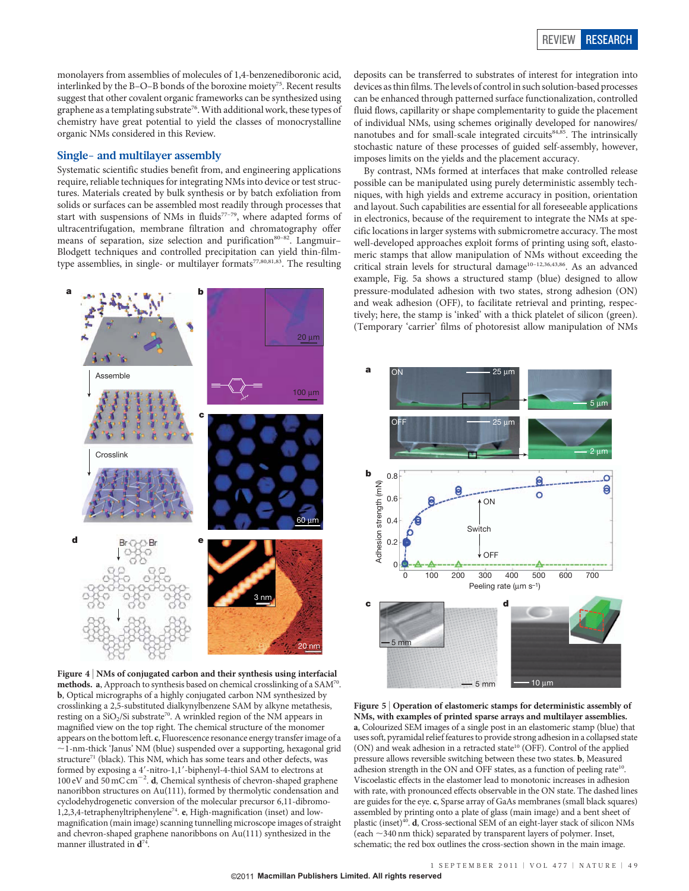monolayers from assemblies of molecules of 1,4-benzenediboronic acid, interlinked by the B–O–B bonds of the boroxine moiety[75]. Recent results suggest that other covalent organic frameworks can be synthesized using graphene as a templating substrate[76]. With additional work, these types of chemistry have great potential to yield the classes of monocrystalline organic NMs considered in this Review.

## Single- and multilayer assembly

Systematic scientific studies benefit from, and engineering applications require, reliable techniques for integrating NMs into device or test structures. Materials created by bulk synthesis or by batch exfoliation from solids or surfaces can be assembled most readily through processes that start with suspensions of NMs in fluids[77–79], where adapted forms of ultracentrifugation, membrane filtration and chromatography offer means of separation, size selection and purification[80–82]. Langmuir–Blodgett techniques and controlled precipitation can yield thin-film-type assemblies, in single- or multilayer formats[77,80,81,83]. The resulting deposits can be transferred to substrates of interest for integration into devices as thin films. The levels of control in such solution-based processes can be enhanced through patterned surface functionalization, controlled fluid flows, capillarity or shape complementarity to guide the placement of individual NMs, using schemes originally developed for nanowires/nanotubes and for small-scale integrated circuits[84,85]. The intrinsically stochastic nature of these processes of guided self-assembly, however, imposes limits on the yields and the placement accuracy.

By contrast, NMs formed at interfaces that make controlled release possible can be manipulated using purely deterministic assembly techniques, with high yields and extreme accuracy in position, orientation and layout. Such capabilities are essential for all foreseeable applications in electronics, because of the requirement to integrate the NMs at specific locations in larger systems with submicrometre accuracy. The most well-developed approaches exploit forms of printing using soft, elastomeric stamps that allow manipulation of NMs without exceeding the critical strain levels for structural damage[10–12,36,43,86]. As an advanced example, Fig. 5a shows a structured stamp (blue) designed to allow pressure-modulated adhesion with two states, strong adhesion (ON) and weak adhesion (OFF), to facilitate retrieval and printing, respectively; here, the stamp is 'inked' with a thick platelet of silicon (green). (Temporary 'carrier' films of photoresist allow manipulation of NMs

**Figure 4 | NMs of conjugated carbon and their synthesis using interfacial methods.** **a**, Approach to synthesis based on chemical crosslinking of a SAM[70]. **b**, Optical micrographs of a highly conjugated carbon NM synthesized by crosslinking a 2,5-substituted dialkynylbenzene SAM by alkyne metathesis, resting on a $SiO_2$/Si substrate[70]. A wrinkled region of the NM appears in magnified view on the top right. The chemical structure of the monomer appears on the bottom left. **c**, Fluorescence resonance energy transfer image of a ~1-nm-thick 'Janus' NM (blue) suspended over a supporting, hexagonal grid structure[71] (black). This NM, which has some tears and other defects, was formed by exposing a 4′-nitro-1,1′-biphenyl-4-thiol SAM to electrons at 100 eV and 50 mC $cm^{-2}$. **d**, Chemical synthesis of chevron-shaped graphene nanoribbon structures on Au(111), formed by thermolytic condensation and cyclodehydrogenetic conversion of the molecular precursor 6,11-dibromo-1,2,3,4-tetraphenyltriphenylene[74]. **e**, High-magnification (inset) and low-magnification (main image) scanning tunnelling microscope images of straight and chevron-shaped graphene nanoribbons on Au(111) synthesized in the manner illustrated in **d**[74].

**Figure 5 | Operation of elastomeric stamps for deterministic assembly of NMs, with examples of printed sparse arrays and multilayer assemblies.** **a**, Colourized SEM images of a single post in an elastomeric stamp (blue) that uses soft, pyramidal relief features to provide strong adhesion in a collapsed state (ON) and weak adhesion in a retracted state[10] (OFF). Control of the applied pressure allows reversible switching between these two states. **b**, Measured adhesion strength in the ON and OFF states, as a function of peeling rate[10]. Viscoelastic effects in the elastomer lead to monotonic increases in adhesion with rate, with pronounced effects observable in the ON state. The dashed lines are guides for the eye. **c**, Sparse array of GaAs membranes (small black squares) assembled by printing onto a plate of glass (main image) and a bent sheet of plastic (inset)[40]. **d**, Cross-sectional SEM of an eight-layer stack of silicon NMs (each ~340 nm thick) separated by transparent layers of polymer. Inset, schematic; the red box outlines the cross-section shown in the main image.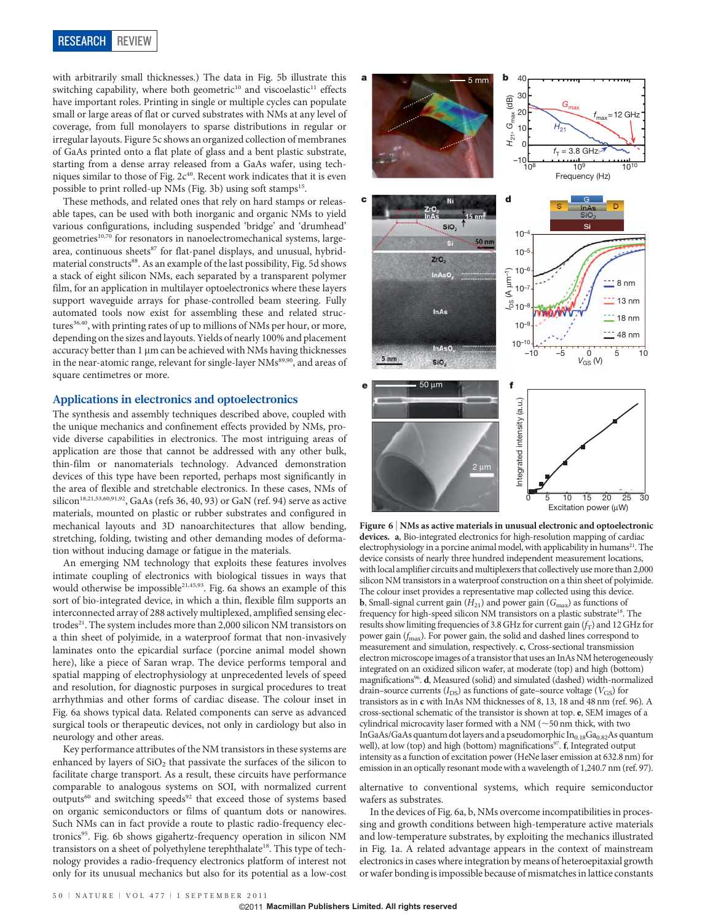with arbitrarily small thicknesses.) The data in Fig. 5b illustrate this switching capability, where both geometric[10] and viscoelastic[11] effects have important roles. Printing in single or multiple cycles can populate small or large areas of flat or curved substrates with NMs at any level of coverage, from full monolayers to sparse distributions in regular or irregular layouts. Figure 5c shows an organized collection of membranes of GaAs printed onto a flat plate of glass and a bent plastic substrate, starting from a dense array released from a GaAs wafer, using techniques similar to those of Fig. 2c[40]. Recent work indicates that it is even possible to print rolled-up NMs (Fig. 3b) using soft stamps[15].

These methods, and related ones that rely on hard stamps or releasable tapes, can be used with both inorganic and organic NMs to yield various configurations, including suspended 'bridge' and 'drumhead' geometries[10,70] for resonators in nanoelectromechanical systems, large-area, continuous sheets[87] for flat-panel displays, and unusual, hybrid-material constructs[88]. As an example of the last possibility, Fig. 5d shows a stack of eight silicon NMs, each separated by a transparent polymer film, for an application in multilayer optoelectronics where these layers support waveguide arrays for phase-controlled beam steering. Fully automated tools now exist for assembling these and related structures[36,40], with printing rates of up to millions of NMs per hour, or more, depending on the sizes and layouts. Yields of nearly 100% and placement accuracy better than 1 µm can be achieved with NMs having thicknesses in the near-atomic range, relevant for single-layer NMs[89,90], and areas of square centimetres or more.

## Applications in electronics and optoelectronics

The synthesis and assembly techniques described above, coupled with the unique mechanics and confinement effects provided by NMs, provide diverse capabilities in electronics. The most intriguing areas of application are those that cannot be addressed with any other bulk, thin-film or nanomaterials technology. Advanced demonstration devices of this type have been reported, perhaps most significantly in the area of flexible and stretchable electronics. In these cases, NMs of silicon[18,21,53,60,91,92], GaAs (refs 36, 40, 93) or GaN (ref. 94) serve as active materials, mounted on plastic or rubber substrates and configured in mechanical layouts and 3D nanoarchitectures that allow bending, stretching, folding, twisting and other demanding modes of deformation without inducing damage or fatigue in the materials.

An emerging NM technology that exploits these features involves intimate coupling of electronics with biological tissues in ways that would otherwise be impossible[21,45,93]. Fig. 6a shows an example of this sort of bio-integrated device, in which a thin, flexible film supports an interconnected array of 288 actively multiplexed, amplified sensing electrodes[21]. The system includes more than 2,000 silicon NM transistors on a thin sheet of polyimide, in a waterproof format that non-invasively laminates onto the epicardial surface (porcine animal model shown here), like a piece of Saran wrap. The device performs temporal and spatial mapping of electrophysiology at unprecedented levels of speed and resolution, for diagnostic purposes in surgical procedures to treat arrhythmias and other forms of cardiac disease. The colour inset in Fig. 6a shows typical data. Related components can serve as advanced surgical tools or therapeutic devices, not only in cardiology but also in neurology and other areas.

Key performance attributes of the NM transistors in these systems are enhanced by layers of $SiO_2$ that passivate the surfaces of the silicon to facilitate charge transport. As a result, these circuits have performance comparable to analogous systems on SOI, with normalized current outputs[60] and switching speeds[92] that exceed those of systems based on organic semiconductors or films of quantum dots or nanowires. Such NMs can in fact provide a route to plastic radio-frequency electronics[95]. Fig. 6b shows gigahertz-frequency operation in silicon NM transistors on a sheet of polyethylene terephthalate[18]. This type of technology provides a radio-frequency electronics platform of interest not only for its unusual mechanics but also for its potential as a low-cost alternative to conventional systems, which require semiconductor wafers as substrates.

**Figure 6 | NMs as active materials in unusual electronic and optoelectronic devices.** **a**, Bio-integrated electronics for high-resolution mapping of cardiac electrophysiology in a porcine animal model, with applicability in humans[21]. The device consists of nearly three hundred independent measurement locations, with local amplifier circuits and multiplexers that collectively use more than 2,000 silicon NM transistors in a waterproof construction on a thin sheet of polyimide. The colour inset provides a representative map collected using this device. **b**, Small-signal current gain ($H_{21}$) and power gain ($G_{max}$) as functions of frequency for high-speed silicon NM transistors on a plastic substrate[18]. The results show limiting frequencies of 3.8 GHz for current gain ($f_T$) and 12 GHz for power gain ($f_{max}$). For power gain, the solid and dashed lines correspond to measurement and simulation, respectively. **c**, Cross-sectional transmission electron microscope images of a transistor that uses an InAs NM heterogeneously integrated on an oxidized silicon wafer, at moderate (top) and high (bottom) magnifications[96]. **d**, Measured (solid) and simulated (dashed) width-normalized drain–source currents ($I_{DS}$) as functions of gate–source voltage ($V_{GS}$) for transistors as in **c** with InAs NM thicknesses of 8, 13, 18 and 48 nm (ref. 96). A cross-sectional schematic of the transistor is shown at top. **e**, SEM images of a cylindrical microcavity laser formed with a NM (~50 nm thick, with two InGaAs/GaAs quantum dot layers and a pseudomorphic $In_{0.18}Ga_{0.82}As$ quantum well), at low (top) and high (bottom) magnifications[97]. **f**, Integrated output intensity as a function of excitation power (HeNe laser emission at 632.8 nm) for emission in an optically resonant mode with a wavelength of 1,240.7 nm (ref. 97).

In the devices of Fig. 6a, b, NMs overcome incompatibilities in processing and growth conditions between high-temperature active materials and low-temperature substrates, by exploiting the mechanics illustrated in Fig. 1a. A related advantage appears in the context of mainstream electronics in cases where integration by means of heteroepitaxial growth or wafer bonding is impossible because of mismatches in lattice constants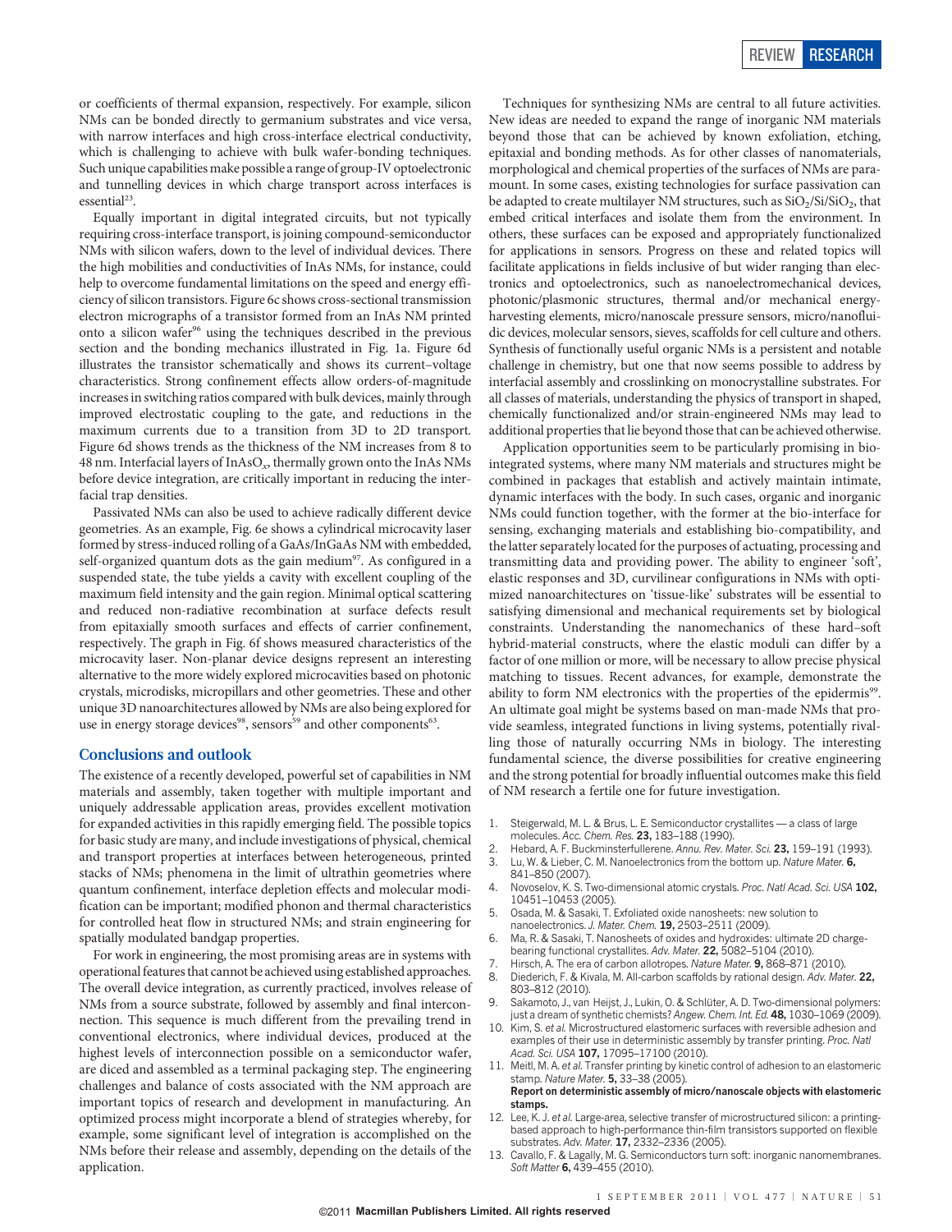or coefficients of thermal expansion, respectively. For example, silicon NMs can be bonded directly to germanium substrates and vice versa, with narrow interfaces and high cross-interface electrical conductivity, which is challenging to achieve with bulk wafer-bonding techniques. Such unique capabilities make possible a range of group-IV optoelectronic and tunnelling devices in which charge transport across interfaces is essential[23].

Equally important in digital integrated circuits, but not typically requiring cross-interface transport, is joining compound-semiconductor NMs with silicon wafers, down to the level of individual devices. There the high mobilities and conductivities of InAs NMs, for instance, could help to overcome fundamental limitations on the speed and energy efficiency of silicon transistors. Figure 6c shows cross-sectional transmission electron micrographs of a transistor formed from an InAs NM printed onto a silicon wafer[96] using the techniques described in the previous section and the bonding mechanics illustrated in Fig. 1a. Figure 6d illustrates the transistor schematically and shows its current–voltage characteristics. Strong confinement effects allow orders-of-magnitude increases in switching ratios compared with bulk devices, mainly through improved electrostatic coupling to the gate, and reductions in the maximum currents due to a transition from 3D to 2D transport. Figure 6d shows trends as the thickness of the NM increases from 8 to 48 nm. Interfacial layers of $InAsO_x$, thermally grown onto the InAs NMs before device integration, are critically important in reducing the interfacial trap densities.

Passivated NMs can also be used to achieve radically different device geometries. As an example, Fig. 6e shows a cylindrical microcavity laser formed by stress-induced rolling of a GaAs/InGaAs NM with embedded, self-organized quantum dots as the gain medium[97]. As configured in a suspended state, the tube yields a cavity with excellent coupling of the maximum field intensity and the gain region. Minimal optical scattering and reduced non-radiative recombination at surface defects result from epitaxially smooth surfaces and effects of carrier confinement, respectively. The graph in Fig. 6f shows measured characteristics of the microcavity laser. Non-planar device designs represent an interesting alternative to the more widely explored microcavities based on photonic crystals, microdisks, micropillars and other geometries. These and other unique 3D nanoarchitectures allowed by NMs are also being explored for use in energy storage devices[98], sensors[59] and other components[63].

## Conclusions and outlook

The existence of a recently developed, powerful set of capabilities in NM materials and assembly, taken together with multiple important and uniquely addressable application areas, provides excellent motivation for expanded activities in this rapidly emerging field. The possible topics for basic study are many, and include investigations of physical, chemical and transport properties at interfaces between heterogeneous, printed stacks of NMs; phenomena in the limit of ultrathin geometries where quantum confinement, interface depletion effects and molecular modification can be important; modified phonon and thermal characteristics for controlled heat flow in structured NMs; and strain engineering for spatially modulated bandgap properties.

For work in engineering, the most promising areas are in systems with operational features that cannot be achieved using established approaches. The overall device integration, as currently practiced, involves release of NMs from a source substrate, followed by assembly and final interconnection. This sequence is much different from the prevailing trend in conventional electronics, where individual devices, produced at the highest levels of interconnection possible on a semiconductor wafer, are diced and assembled as a terminal packaging step. The engineering challenges and balance of costs associated with the NM approach are important topics of research and development in manufacturing. An optimized process might incorporate a blend of strategies whereby, for example, some significant level of integration is accomplished on the NMs before their release and assembly, depending on the details of the application.

Techniques for synthesizing NMs are central to all future activities. New ideas are needed to expand the range of inorganic NM materials beyond those that can be achieved by known exfoliation, etching, epitaxial and bonding methods. As for other classes of nanomaterials, morphological and chemical properties of the surfaces of NMs are paramount. In some cases, existing technologies for surface passivation can be adapted to create multilayer NM structures, such as $SiO_2$/Si/$SiO_2$, that embed critical interfaces and isolate them from the environment. In others, these surfaces can be exposed and appropriately functionalized for applications in sensors. Progress on these and related topics will facilitate applications in fields inclusive of but wider ranging than electronics and optoelectronics, such as nanoelectromechanical devices, photonic/plasmonic structures, thermal and/or mechanical energy-harvesting elements, micro/nanoscale pressure sensors, micro/nanofluidic devices, molecular sensors, sieves, scaffolds for cell culture and others. Synthesis of functionally useful organic NMs is a persistent and notable challenge in chemistry, but one that now seems possible to address by interfacial assembly and crosslinking on monocrystalline substrates. For all classes of materials, understanding the physics of transport in shaped, chemically functionalized and/or strain-engineered NMs may lead to additional properties that lie beyond those that can be achieved otherwise.

Application opportunities seem to be particularly promising in bio-integrated systems, where many NM materials and structures might be combined in packages that establish and actively maintain intimate, dynamic interfaces with the body. In such cases, organic and inorganic NMs could function together, with the former at the bio-interface for sensing, exchanging materials and establishing bio-compatibility, and the latter separately located for the purposes of actuating, processing and transmitting data and providing power. The ability to engineer 'soft', elastic responses and 3D, curvilinear configurations in NMs with optimized nanoarchitectures on 'tissue-like' substrates will be essential to satisfying dimensional and mechanical requirements set by biological constraints. Understanding the nanomechanics of these hard–soft hybrid-material constructs, where the elastic moduli can differ by a factor of one million or more, will be necessary to allow precise physical matching to tissues. Recent advances, for example, demonstrate the ability to form NM electronics with the properties of the epidermis[99]. An ultimate goal might be systems based on man-made NMs that provide seamless, integrated functions in living systems, potentially rivalling those of naturally occurring NMs in biology. The interesting fundamental science, the diverse possibilities for creative engineering and the strong potential for broadly influential outcomes make this field of NM research a fertile one for future investigation.

1. Steigerwald, M. L. & Brus, L. E. Semiconductor crystallites — a class of large molecules. *Acc. Chem. Res.* **23,** 183–188 (1990).
2. Hebard, A. F. Buckminsterfullerene. *Annu. Rev. Mater. Sci.* **23,** 159–191 (1993).
3. Lu, W. & Lieber, C. M. Nanoelectronics from the bottom up. *Nature Mater.* **6,** 841–850 (2007).
4. Novoselov, K. S. Two-dimensional atomic crystals. *Proc. Natl Acad. Sci. USA* **102,** 10451–10453 (2005).
5. Osada, M. & Sasaki, T. Exfoliated oxide nanosheets: new solution to nanoelectronics. *J. Mater. Chem.* **19,** 2503–2511 (2009).
6. Ma, R. & Sasaki, T. Nanosheets of oxides and hydroxides: ultimate 2D charge-bearing functional crystallites. *Adv. Mater.* **22,** 5082–5104 (2010).
7. Hirsch, A. The era of carbon allotropes. *Nature Mater.* **9,** 868–871 (2010).
8. Diederich, F. & Kivala, M. All-carbon scaffolds by rational design. *Adv. Mater.* **22,** 803–812 (2010).
9. Sakamoto, J., van Heijst, J., Lukin, O. & Schlüter, A. D. Two-dimensional polymers: just a dream of synthetic chemists? *Angew. Chem. Int. Ed.* **48,** 1030–1069 (2009).
10. Kim, S. *et al.* Microstructured elastomeric surfaces with reversible adhesion and examples of their use in deterministic assembly by transfer printing. *Proc. Natl Acad. Sci. USA* **107,** 17095–17100 (2010).
11. Meitl, M. A. *et al.* Transfer printing by kinetic control of adhesion to an elastomeric stamp. *Nature Mater.* **5,** 33–38 (2005).
    **Report on deterministic assembly of micro/nanoscale objects with elastomeric stamps.**
12. Lee, K. J. *et al.* Large-area, selective transfer of microstructured silicon: a printing-based approach to high-performance thin-film transistors supported on flexible substrates. *Adv. Mater.* **17,** 2332–2336 (2005).
13. Cavallo, F. & Lagally, M. G. Semiconductors turn soft: inorganic nanomembranes. *Soft Matter* **6,** 439–455 (2010).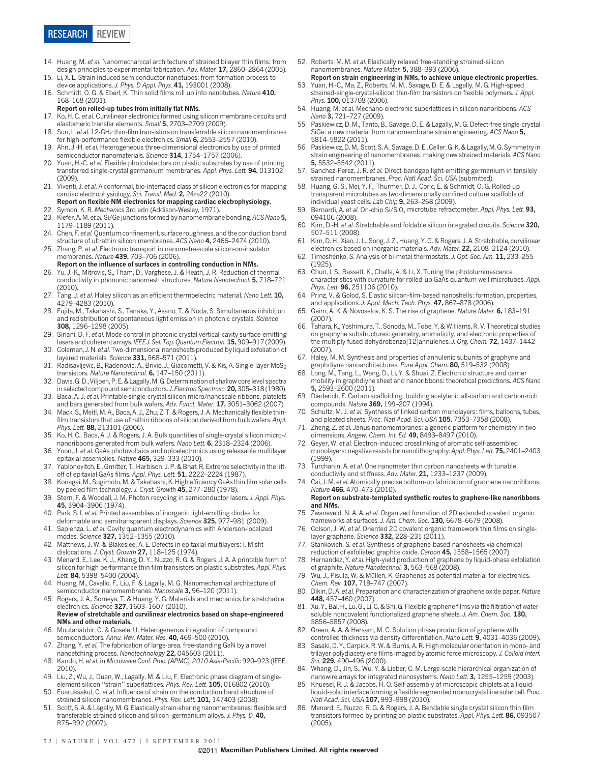14. Huang, M. *et al.* Nanomechanical architecture of strained bilayer thin films: from design principles to experimental fabrication. *Adv. Mater.* **17,** 2860–2864 (2005).
15. Li, X. L. Strain induced semiconductor nanotubes: from formation process to device applications. *J. Phys. D Appl. Phys.* **41,** 193001 (2008).
16. Schmidt, O. G. & Eberl, K. Thin solid films roll up into nanotubes. *Nature* **410,** 168–168 (2001).
**Report on rolled-up tubes from initially flat NMs.**
17. Ko, H. C. *et al.* Curvilinear electronics formed using silicon membrane circuits and elastomeric transfer elements. *Small* **5,** 2703–2709 (2009).
18. Sun, L. *et al.* 12-GHz thin-film transistors on transferrable silicon nanomembranes for high-performance flexible electronics. *Small* **6,** 2553–2557 (2010).
19. Ahn, J.-H. *et al.* Heterogeneous three-dimensional electronics by use of printed semiconductor nanomaterials. *Science* **314,** 1754–1757 (2006).
20. Yuan, H.-C. *et al.* Flexible photodetectors on plastic substrates by use of printing transferred single-crystal germanium membranes. *Appl. Phys. Lett.* **94,** 013102 (2009).
21. Viventi, J. *et al.* A conformal, bio-interfaced class of silicon electronics for mapping cardiac electrophysiology. *Sci. Transl. Med.* **2,** 24ra22 (2010).
**Report on flexible NM electronics for mapping cardiac electrophysiology.**
22. Symon, K. R. *Mechanics* 3rd edn (Addison-Wesley, 1971).
23. Kiefer, A. M. *et al.* Si/Ge junctions formed by nanomembrane bonding. *ACS Nano* **5,** 1179–1189 (2011).
24. Chen, F. *et al.* Quantum confinement, surface roughness, and the conduction band structure of ultrathin silicon membranes. *ACS Nano* **4,** 2466–2474 (2010).
25. Zhang, P. *et al.* Electronic transport in nanometre-scale silicon-on-insulator membranes. *Nature* **439,** 703–706 (2006).
**Report on the influence of surfaces in controlling conduction in NMs.**
26. Yu, J.-K., Mitrovic, S., Tham, D., Varghese, J. & Heath, J. R. Reduction of thermal conductivity in phononic nanomesh structures. *Nature Nanotechnol.* **5,** 718–721 (2010).
27. Tang, J. *et al.* Holey silicon as an efficient thermoelectric material. *Nano Lett.* **10,** 4279–4283 (2010).
28. Fujita, M., Takahashi, S., Tanaka, Y., Asano, T. & Noda, S. Simultaneous inhibition and redistribution of spontaneous light emission in photonic crystals. *Science* **308,** 1296–1298 (2005).
29. Siriani, D. F. *et al.* Mode control in photonic crystal vertical-cavity surface-emitting lasers and coherent arrays. *IEEE J. Sel. Top. Quantum Electron.* **15,** 909–917 (2009).
30. Coleman, J. N. *et al.* Two-dimensional nanosheets produced by liquid exfoliation of layered materials. *Science* **331,** 568–571 (2011).
31. Radisavljevic, B., Radenovic, A., Brivio, J., Giacometti, V. & Kis, A. Single-layer $MoS_2$ transistors. *Nature Nanotechnol.* **6,** 147–150 (2011).
32. Davis, G. D., Viljoen, P. E. & Lagally, M. G. Determination of shallow core level spectra in selected compound semiconductors. *J. Electron Spectrosc.* **20,** 305–318 (1980).
33. Baca, A. J. *et al.* Printable single-crystal silicon micro/nanoscale ribbons, platelets and bars generated from bulk wafers. *Adv. Funct. Mater.* **17,** 3051–3062 (2007).
34. Mack, S., Meitl, M. A., Baca, A. J., Zhu, Z. T. & Rogers, J. A. Mechanically flexible thin-film transistors that use ultrathin ribbons of silicon derived from bulk wafers. *Appl. Phys. Lett.* **88,** 213101 (2006).
35. Ko, H. C., Baca, A. J. & Rogers, J. A. Bulk quantities of single-crystal silicon micro-/nanoribbons generated from bulk wafers. *Nano Lett.* **6,** 2318–2324 (2006).
36. Yoon, J. *et al.* GaAs photovoltaics and optoelectronics using releasable multilayer epitaxial assemblies. *Nature* **465,** 329–333 (2010).
37. Yablonovitch, E., Gmitter, T., Harbison, J. P. & Bhat, R. Extreme selectivity in the lift-off of epitaxial GaAs films. *Appl. Phys. Lett.* **51,** 2222–2224 (1987).
38. Konagai, M., Sugimoto, M. & Takahashi, K. High efficiency GaAs thin film solar cells by peeled film technology. *J. Cryst. Growth* **45,** 277–280 (1978).
39. Stern, F. & Woodall, J. M. Photon recycling in semiconductor lasers. *J. Appl. Phys.* **45,** 3904–3906 (1974).
40. Park, S. I. *et al.* Printed assemblies of inorganic light-emitting diodes for deformable and semitransparent displays. *Science* **325,** 977–981 (2009).
41. Sapienza, L. *et al.* Cavity quantum electrodynamics with Anderson-localized modes. *Science* **327,** 1352–1355 (2010).
42. Matthews, J. W. & Blakeslee, A. E. Defects in epitaxial multilayers: I. Misfit dislocations. *J. Cryst. Growth* **27,** 118–125 (1974).
43. Menard, E., Lee, K. J., Khang, D. Y., Nuzzo, R. G. & Rogers, J. A. A printable form of silicon for high performance thin film transistors on plastic substrates. *Appl. Phys. Lett.* **84,** 5398–5400 (2004).
44. Huang, M., Cavallo, F., Liu, F. & Lagally, M. G. Nanomechanical architecture of semiconductor nanomembranes. *Nanoscale* **3,** 96–120 (2011).
45. Rogers, J. A., Someya, T. & Huang, Y. G. Materials and mechanics for stretchable electronics. *Science* **327,** 1603–1607 (2010).
**Review of stretchable and curvilinear electronics based on shape-engineered NMs and other materials.**
46. Moutanabbir, O. & Gösele, U. Heterogeneous integration of compound semiconductors. *Annu. Rev. Mater. Res.* **40,** 469–500 (2010).
47. Zhang, Y. *et al.* The fabrication of large-area, free-standing GaN by a novel nanoetching process. *Nanotechnology* **22,** 045603 (2011).
48. Kando, H. *et al.* in *Microwave Conf. Proc. (APMC), 2010 Asia-Pacific* 920–923 (IEEE, 2010).
49. Liu, Z., Wu, J., Duan, W., Lagally, M. & Liu, F. Electronic phase diagram of single-element silicon "strain" superlattices. *Phys. Rev. Lett.* **105,** 016802 (2010).
50. Euaruksakul, C. *et al.* Influence of strain on the conduction band structure of strained silicon nanomembranes. *Phys. Rev. Lett.* **101,** 147403 (2008).
51. Scott, S. A. & Lagally, M. G. Elastically strain-sharing nanomembranes: flexible and transferable strained silicon and silicon–germanium alloys. *J. Phys. D.* **40,** R75–R92 (2007).
52. Roberts, M. M. *et al.* Elastically relaxed free-standing strained-silicon nanomembranes. *Nature Mater.* **5,** 388–393 (2006).
**Report on strain engineering in NMs, to achieve unique electronic properties.**
53. Yuan, H.-C., Ma, Z., Roberts, M. M., Savage, D. E. & Lagally, M. G. High-speed strained-single-crystal-silicon thin-film transistors on flexible polymers. *J. Appl. Phys.* **100,** 013708 (2006).
54. Huang, M. *et al.* Mechano-electronic superlattices in silicon nanoribbons. *ACS Nano* **3,** 721–727 (2009).
55. Paskiewicz, D. M., Tanto, B., Savage, D. E. & Lagally, M. G. Defect-free single-crystal SiGe: a new material from nanomembrane strain engineering. *ACS Nano* **5,** 5814–5822 (2011).
56. Paskiewicz, D. M., Scott, S. A., Savage, D. E., Celler, G. K. & Lagally, M. G. Symmetry in strain engineering of nanomembranes: making new strained materials. *ACS Nano* **5,** 5532–5542 (2011).
57. Sanchez-Perez, J. R. *et al.* Direct-bandgap light-emitting germanium in tensilely strained nanomembranes. *Proc. Natl Acad. Sci. USA* (submitted).
58. Huang, G. S., Mei, Y. F., Thurmer, D. J., Coric, E. & Schmidt, O. G. Rolled-up transparent microtubes as two-dimensionally confined culture scaffolds of individual yeast cells. *Lab Chip* **9,** 263–268 (2009).
59. Bernardi, A. *et al.* On-chip Si/$SiO_x$ microtube refractometer. *Appl. Phys. Lett.* **93,** 094106 (2008).
60. Kim, D.-H. *et al.* Stretchable and foldable silicon integrated circuits. *Science* **320,** 507–511 (2008).
61. Kim, D. H., Xiao, J. L., Song, J. Z., Huang, Y. G. & Rogers, J. A. Stretchable, curvilinear electronics based on inorganic materials. *Adv. Mater.* **22,** 2108–2124 (2010).
62. Timoshenko, S. Analysis of bi-metal thermostats. *J. Opt. Soc. Am.* **11,** 233–255 (1925).
63. Chun, I. S., Bassett, K., Challa, A. & Li, X. Tuning the photoluminescence characteristics with curvature for rolled-up GaAs quantum well microtubes. *Appl. Phys. Lett.* **96,** 251106 (2010).
64. Prinz, V. & Golod, S. Elastic silicon-film-based nanoshells: formation, properties, and applications. *J. Appl. Mech. Tech. Phys.* **47,** 867–878 (2006).
65. Geim, A. K. & Novoselov, K. S. The rise of graphene. *Nature Mater.* **6,** 183–191 (2007).
66. Tahara, K., Yoshimura, T., Sonoda, M., Tobe, Y. & Williams, R. V. Theoretical studies on graphyne substructures: geometry, aromaticity, and electronic properties of the multiply fused dehydrobenzo[12]annulenes. *J. Org. Chem.* **72,** 1437–1442 (2007).
67. Haley, M. M. Synthesis and properties of annulenic subunits of graphyne and graphdiyne nanoarchitectures. *Pure Appl. Chem.* **80,** 519–532 (2008).
68. Long, M., Tang, L., Wang, D., Li, Y. & Shuai, Z. Electronic structure and carrier mobility in graphdiyne sheet and nanoribbons: theoretical predictions. *ACS Nano* **5,** 2593–2600 (2011).
69. Diederich, F. Carbon scaffolding: building acetylenic all-carbon and carbon-rich compounds. *Nature* **369,** 199–207 (1994).
70. Schultz, M. J. *et al.* Synthesis of linked carbon monolayers: films, balloons, tubes, and pleated sheets. *Proc. Natl Acad. Sci. USA* **105,** 7353–7358 (2008).
71. Zheng, Z. *et al.* Janus nanomembranes: a generic platform for chemistry in two dimensions. *Angew. Chem. Int. Ed.* **49,** 8493–8497 (2010).
72. Geyer, W. *et al.* Electron-induced crosslinking of aromatic self-assembled monolayers: negative resists for nanolithography. *Appl. Phys. Lett.* **75,** 2401–2403 (1999).
73. Turchanin, A. *et al.* One nanometer thin carbon nanosheets with tunable conductivity and stiffness. *Adv. Mater.* **21,** 1233–1237 (2009).
74. Cai, J. M. *et al.* Atomically precise bottom-up fabrication of graphene nanoribbons. *Nature* **466,** 470–473 (2010).
**Report on substrate-templated synthetic routes to graphene-like nanoribbons and NMs.**
75. Zwaneveld, N. A. A. *et al.* Organized formation of 2D extended covalent organic frameworks at surfaces. *J. Am. Chem. Soc.* **130,** 6678–6679 (2008).
76. Colson, J. W. *et al.* Oriented 2D covalent organic framework thin films on single-layer graphene. *Science* **332,** 228–231 (2011).
77. Stankovich, S. *et al.* Synthesis of graphene-based nanosheets via chemical reduction of exfoliated graphite oxide. *Carbon* **45,** 1558–1565 (2007).
78. Hernandez, Y. *et al.* High-yield production of graphene by liquid-phase exfoliation of graphite. *Nature Nanotechnol.* **3,** 563–568 (2008).
79. Wu, J., Pisula, W. & Müllen, K. Graphenes as potential material for electronics. *Chem. Rev.* **107,** 718–747 (2007).
80. Dikin, D. A. *et al.* Preparation and characterization of graphene oxide paper. *Nature* **448,** 457–460 (2007).
81. Xu, Y., Bai, H., Lu, G., Li, C. & Shi, G. Flexible graphene films via the filtration of water-soluble noncovalent functionalized graphene sheets. *J. Am. Chem. Soc.* **130,** 5856–5857 (2008).
82. Green, A. A. & Hersam, M. C. Solution phase production of graphene with controlled thickness via density differentiation. *Nano Lett.* **9,** 4031–4036 (2009).
83. Sasaki, D. Y., Carpick, R. W. & Burns, A. R. High molecular orientation in mono- and trilayer polydiacetylene films imaged by atomic force microscopy. *J. Colloid Interf. Sci.* **229,** 490–496 (2000).
84. Whang, D., Jin, S., Wu, Y. & Lieber, C. M. Large-scale hierarchical organization of nanowire arrays for integrated nanosystems. *Nano Lett.* **3,** 1255–1259 (2003).
85. Knuesel, R. J. & Jacobs, H. O. Self-assembly of microscopic chiplets at a liquid-liquid-solid interface forming a flexible segmented monocrystalline solar cell. *Proc. Natl Acad. Sci. USA* **107,** 993–998 (2010).
86. Menard, E., Nuzzo, R. G. & Rogers, J. A. Bendable single crystal silicon thin film transistors formed by printing on plastic substrates. *Appl. Phys. Lett.* **86,** 093507 (2005).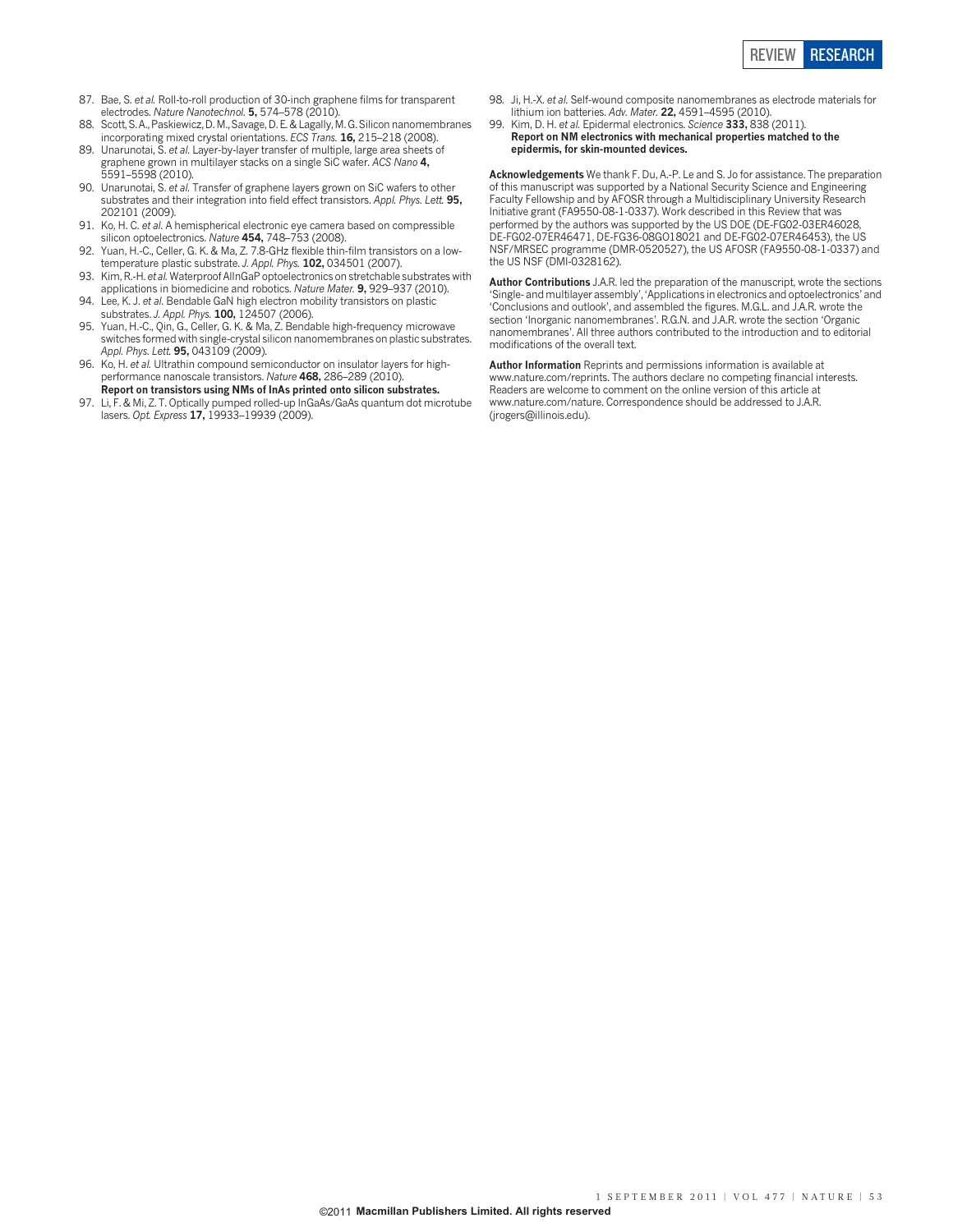87. Bae, S. *et al.* Roll-to-roll production of 30-inch graphene films for transparent electrodes. *Nature Nanotechnol.* **5,** 574–578 (2010).
88. Scott, S. A., Paskiewicz, D. M., Savage, D. E. & Lagally, M. G. Silicon nanomembranes incorporating mixed crystal orientations. *ECS Trans.* **16,** 215–218 (2008).
89. Unarunotai, S. *et al.* Layer-by-layer transfer of multiple, large area sheets of graphene grown in multilayer stacks on a single SiC wafer. *ACS Nano* **4,** 5591–5598 (2010).
90. Unarunotai, S. *et al.* Transfer of graphene layers grown on SiC wafers to other substrates and their integration into field effect transistors. *Appl. Phys. Lett.* **95,** 202101 (2009).
91. Ko, H. C. *et al.* A hemispherical electronic eye camera based on compressible silicon optoelectronics. *Nature* **454,** 748–753 (2008).
92. Yuan, H.-C., Celler, G. K. & Ma, Z. 7.8-GHz flexible thin-film transistors on a low-temperature plastic substrate. *J. Appl. Phys.* **102,** 034501 (2007).
93. Kim, R.-H. *et al.* Waterproof AlInGaP optoelectronics on stretchable substrates with applications in biomedicine and robotics. *Nature Mater.* **9,** 929–937 (2010).
94. Lee, K. J. *et al.* Bendable GaN high electron mobility transistors on plastic substrates. *J. Appl. Phys.* **100,** 124507 (2006).
95. Yuan, H.-C., Qin, G., Celler, G. K. & Ma, Z. Bendable high-frequency microwave switches formed with single-crystal silicon nanomembranes on plastic substrates. *Appl. Phys. Lett.* **95,** 043109 (2009).
96. Ko, H. *et al.* Ultrathin compound semiconductor on insulator layers for high-performance nanoscale transistors. *Nature* **468,** 286–289 (2010).
    **Report on transistors using NMs of InAs printed onto silicon substrates.**
97. Li, F. & Mi, Z. T. Optically pumped rolled-up InGaAs/GaAs quantum dot microtube lasers. *Opt. Express* **17,** 19933–19939 (2009).
98. Ji, H.-X. *et al.* Self-wound composite nanomembranes as electrode materials for lithium ion batteries. *Adv. Mater.* **22,** 4591–4595 (2010).
99. Kim, D. H. *et al.* Epidermal electronics. *Science* **333,** 838 (2011).
    **Report on NM electronics with mechanical properties matched to the epidermis, for skin-mounted devices.**

**Acknowledgements** We thank F. Du, A.-P. Le and S. Jo for assistance. The preparation of this manuscript was supported by a National Security Science and Engineering Faculty Fellowship and by AFOSR through a Multidisciplinary University Research Initiative grant (FA9550-08-1-0337). Work described in this Review that was performed by the authors was supported by the US DOE (DE-FG02-03ER46028, DE-FG02-07ER46471, DE-FG36-08GO18021 and DE-FG02-07ER46453), the US NSF/MRSEC programme (DMR-0520527), the US AFOSR (FA9550-08-1-0337) and the US NSF (DMI-0328162).

**Author Contributions** J.A.R. led the preparation of the manuscript, wrote the sections 'Single- and multilayer assembly', 'Applications in electronics and optoelectronics' and 'Conclusions and outlook', and assembled the figures. M.G.L. and J.A.R. wrote the section 'Inorganic nanomembranes'. R.G.N. and J.A.R. wrote the section 'Organic nanomembranes'. All three authors contributed to the introduction and to editorial modifications of the overall text.

**Author Information** Reprints and permissions information is available at www.nature.com/reprints. The authors declare no competing financial interests. Readers are welcome to comment on the online version of this article at www.nature.com/nature. Correspondence should be addressed to J.A.R. (jrogers@illinois.edu).